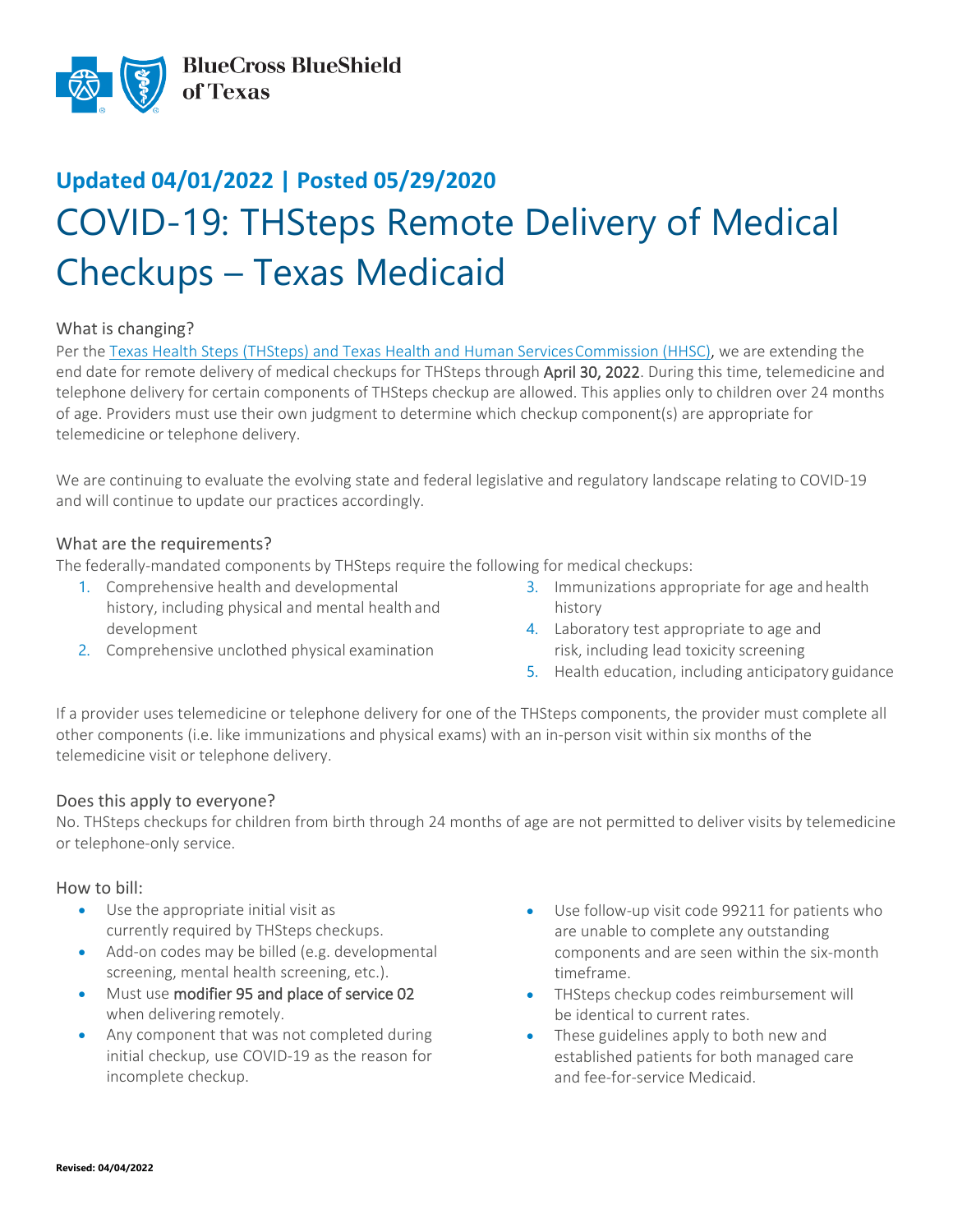BlueCross BlueShield of Texas

**Updated 04/01/2022 | Posted 05/29/2020**

# COVID-19: THSteps Remote Delivery of Medical Checkups – Texas Medicaid

## What is changing?

Per the [Texas Health Steps (THSteps) and Texas Health and Human Services Commission (HHSC)](), we are extending the end date for remote delivery of medical checkups for THSteps through April 30, 2022. During this time, telemedicine and telephone delivery for certain components of THSteps checkup are allowed. This applies only to children over 24 months of age. Providers must use their own judgment to determine which checkup component(s) are appropriate for telemedicine or telephone delivery.

We are continuing to evaluate the evolving state and federal legislative and regulatory landscape relating to COVID-19 and will continue to update our practices accordingly.

## What are the requirements?

The federally-mandated components by THSteps require the following for medical checkups:

1. Comprehensive health and developmental history, including physical and mental health and development
2. Comprehensive unclothed physical examination
3. Immunizations appropriate for age and health history
4. Laboratory test appropriate to age and risk, including lead toxicity screening
5. Health education, including anticipatory guidance

If a provider uses telemedicine or telephone delivery for one of the THSteps components, the provider must complete all other components (i.e. like immunizations and physical exams) with an in-person visit within six months of the telemedicine visit or telephone delivery.

## Does this apply to everyone?

No. THSteps checkups for children from birth through 24 months of age are not permitted to deliver visits by telemedicine or telephone-only service.

## How to bill:

- Use the appropriate initial visit as currently required by THSteps checkups.
- Add-on codes may be billed (e.g. developmental screening, mental health screening, etc.).
- Must use modifier 95 and place of service 02 when delivering remotely.
- Any component that was not completed during initial checkup, use COVID-19 as the reason for incomplete checkup.
- Use follow-up visit code 99211 for patients who are unable to complete any outstanding components and are seen within the six-month timeframe.
- THSteps checkup codes reimbursement will be identical to current rates.
- These guidelines apply to both new and established patients for both managed care and fee-for-service Medicaid.

**Revised: 04/04/2022**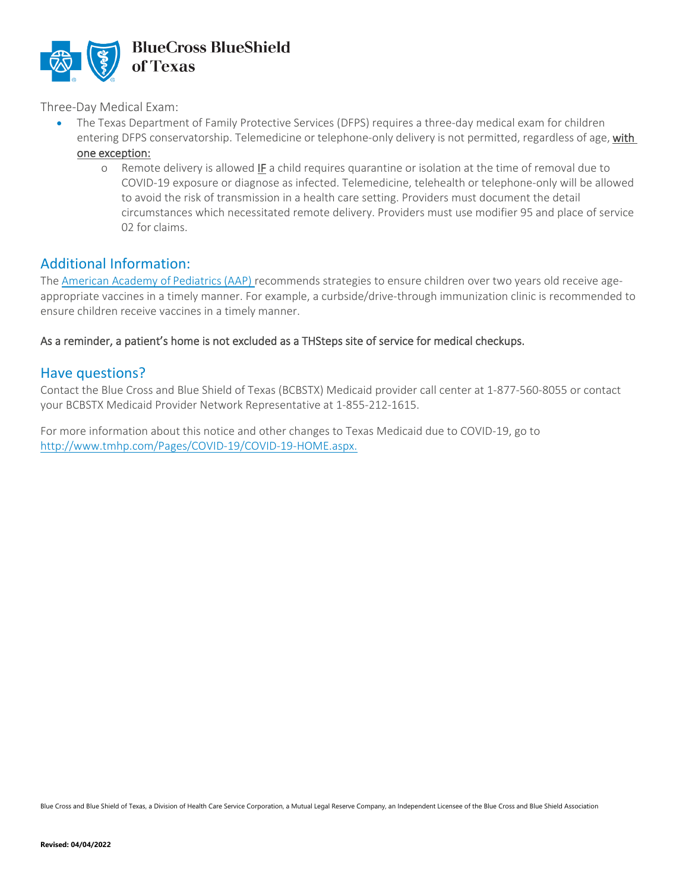Three-Day Medical Exam:

- The Texas Department of Family Protective Services (DFPS) requires a three-day medical exam for children entering DFPS conservatorship. Telemedicine or telephone-only delivery is not permitted, regardless of age, with one exception:
  - Remote delivery is allowed IF a child requires quarantine or isolation at the time of removal due to COVID-19 exposure or diagnose as infected. Telemedicine, telehealth or telephone-only will be allowed to avoid the risk of transmission in a health care setting. Providers must document the detail circumstances which necessitated remote delivery. Providers must use modifier 95 and place of service 02 for claims.

## Additional Information:

The American Academy of Pediatrics (AAP) recommends strategies to ensure children over two years old receive age-appropriate vaccines in a timely manner. For example, a curbside/drive-through immunization clinic is recommended to ensure children receive vaccines in a timely manner.

**As a reminder, a patient's home is not excluded as a THSteps site of service for medical checkups.**

## Have questions?

Contact the Blue Cross and Blue Shield of Texas (BCBSTX) Medicaid provider call center at 1-877-560-8055 or contact your BCBSTX Medicaid Provider Network Representative at 1-855-212-1615.

For more information about this notice and other changes to Texas Medicaid due to COVID-19, go to http://www.tmhp.com/Pages/COVID-19/COVID-19-HOME.aspx.

Blue Cross and Blue Shield of Texas, a Division of Health Care Service Corporation, a Mutual Legal Reserve Company, an Independent Licensee of the Blue Cross and Blue Shield Association

**Revised: 04/04/2022**